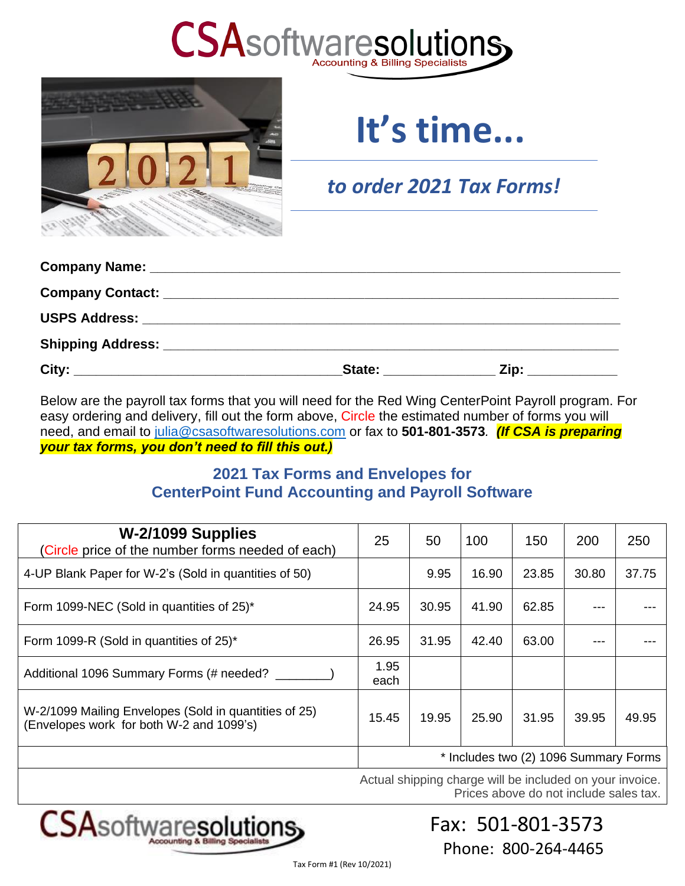# CSAsoftwaresolutions

Accounting & Billing Specialists

# It's time...

## *to order 2021 Tax Forms!*

**Company Name:** ___________________________________________

**Company Contact:** ___________________________________________

**USPS Address:** ___________________________________________

**Shipping Address:** ___________________________________________

**City:** ______________________ **State:** ____________ **Zip:** __________

Below are the payroll tax forms that you will need for the Red Wing CenterPoint Payroll program. For easy ordering and delivery, fill out the form above, Circle the estimated number of forms you will need, and email to julia@csasoftwaresolutions.com or fax to **501-801-3573**. ***(If CSA is preparing your tax forms, you don't need to fill this out.)***

### 2021 Tax Forms and Envelopes for CenterPoint Fund Accounting and Payroll Software

| **W-2/1099 Supplies** (Circle price of the number forms needed of each) | 25 | 50 | 100 | 150 | 200 | 250 |
|---|---|---|---|---|---|---|
| 4-UP Blank Paper for W-2's (Sold in quantities of 50) | | 9.95 | 16.90 | 23.85 | 30.80 | 37.75 |
| Form 1099-NEC (Sold in quantities of 25)* | 24.95 | 30.95 | 41.90 | 62.85 | --- | --- |
| Form 1099-R (Sold in quantities of 25)* | 26.95 | 31.95 | 42.40 | 63.00 | --- | --- |
| Additional 1096 Summary Forms (# needed? ________) | 1.95 each | | | | | |
| W-2/1099 Mailing Envelopes (Sold in quantities of 25) (Envelopes work for both W-2 and 1099's) | 15.45 | 19.95 | 25.90 | 31.95 | 39.95 | 49.95 |
| | * Includes two (2) 1096 Summary Forms | | | | | |

Actual shipping charge will be included on your invoice.
Prices above do not include sales tax.

CSAsoftwaresolutions — Accounting & Billing Specialists

Fax: 501-801-3573
Phone: 800-264-4465

Tax Form #1 (Rev 10/2021)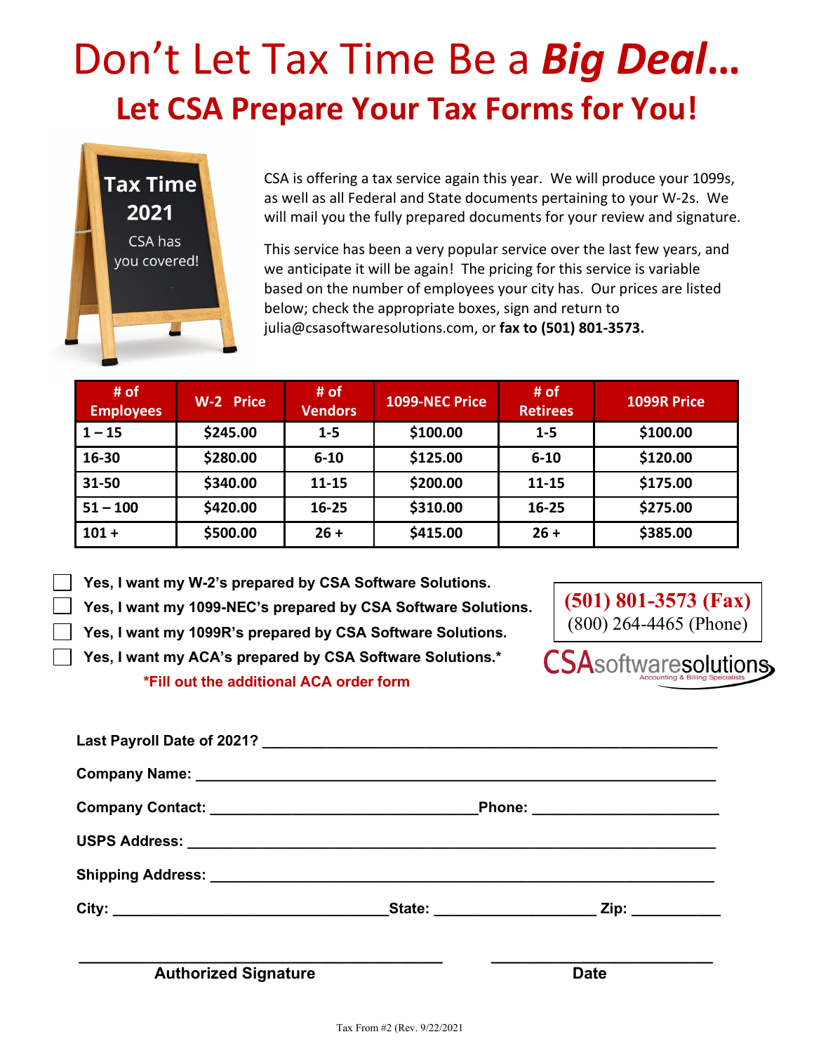# Don't Let Tax Time Be a ***Big Deal…***

## Let CSA Prepare Your Tax Forms for You!

Tax Time 2021

CSA has you covered!

CSA is offering a tax service again this year. We will produce your 1099s, as well as all Federal and State documents pertaining to your W-2s. We will mail you the fully prepared documents for your review and signature.

This service has been a very popular service over the last few years, and we anticipate it will be again! The pricing for this service is variable based on the number of employees your city has. Our prices are listed below; check the appropriate boxes, sign and return to julia@csasoftwaresolutions.com, or **fax to (501) 801-3573.**

| # of Employees | W-2 Price | # of Vendors | 1099-NEC Price | # of Retirees | 1099R Price |
|---|---|---|---|---|---|
| 1 – 15 | $245.00 | 1-5 | $100.00 | 1-5 | $100.00 |
| 16-30 | $280.00 | 6-10 | $125.00 | 6-10 | $120.00 |
| 31-50 | $340.00 | 11-15 | $200.00 | 11-15 | $175.00 |
| 51 – 100 | $420.00 | 16-25 | $310.00 | 16-25 | $275.00 |
| 101 + | $500.00 | 26 + | $415.00 | 26 + | $385.00 |

- ☐ **Yes, I want my W-2's prepared by CSA Software Solutions.**
- ☐ **Yes, I want my 1099-NEC's prepared by CSA Software Solutions.**
- ☐ **Yes, I want my 1099R's prepared by CSA Software Solutions.**
- ☐ **Yes, I want my ACA's prepared by CSA Software Solutions.***

**\*Fill out the additional ACA order form**

**(501) 801-3573 (Fax)**
(800) 264-4465 (Phone)

CSAsoftwaresolutions
Accounting & Billing Specialists

**Last Payroll Date of 2021?** ______________________________________________

**Company Name:** ______________________________________________

**Company Contact:** ____________________________ **Phone:** ____________________

**USPS Address:** ______________________________________________

**Shipping Address:** ______________________________________________

**City:** ____________________________ **State:** ________________ **Zip:** __________

______________________________________ ________________________

**Authorized Signature** **Date**

Tax From #2 (Rev. 9/22/2021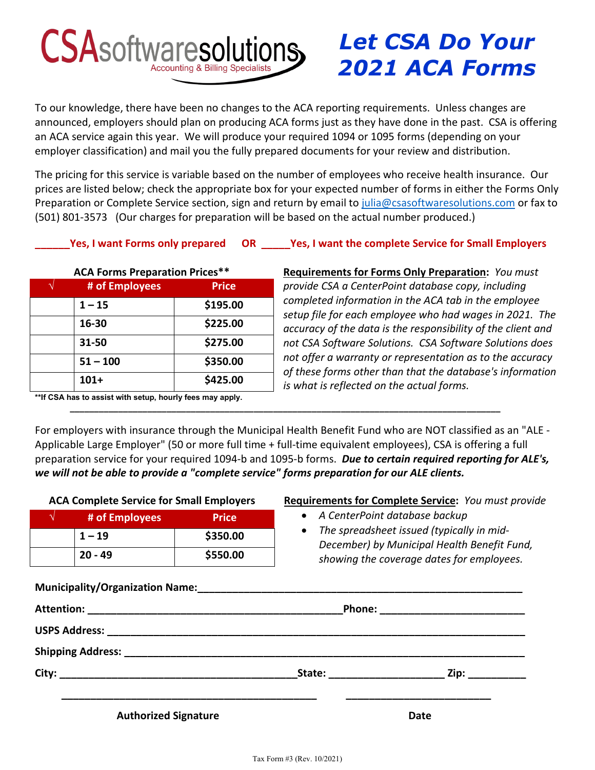# CSAsoftwaresolutions

Accounting & Billing Specialists

# *Let CSA Do Your 2021 ACA Forms*

To our knowledge, there have been no changes to the ACA reporting requirements. Unless changes are announced, employers should plan on producing ACA forms just as they have done in the past. CSA is offering an ACA service again this year. We will produce your required 1094 or 1095 forms (depending on your employer classification) and mail you the fully prepared documents for your review and distribution.

The pricing for this service is variable based on the number of employees who receive health insurance. Our prices are listed below; check the appropriate box for your expected number of forms in either the Forms Only Preparation or Complete Service section, sign and return by email to julia@csasoftwaresolutions.com or fax to (501) 801-3573 (Our charges for preparation will be based on the actual number produced.)

**______Yes, I want Forms only prepared OR _____Yes, I want the complete Service for Small Employers**

**ACA Forms Preparation Prices****

| √ | # of Employees | Price |
|---|---|---|
| | 1 – 15 | $195.00 |
| | 16-30 | $225.00 |
| | 31-50 | $275.00 |
| | 51 – 100 | $350.00 |
| | 101+ | $425.00 |

****If CSA has to assist with setup, hourly fees may apply.**

**Requirements for Forms Only Preparation:** *You must provide CSA a CenterPoint database copy, including completed information in the ACA tab in the employee setup file for each employee who had wages in 2021. The accuracy of the data is the responsibility of the client and not CSA Software Solutions. CSA Software Solutions does not offer a warranty or representation as to the accuracy of these forms other than that the database's information is what is reflected on the actual forms.*

---

For employers with insurance through the Municipal Health Benefit Fund who are NOT classified as an "ALE - Applicable Large Employer" (50 or more full time + full-time equivalent employees), CSA is offering a full preparation service for your required 1094-b and 1095-b forms. ***Due to certain required reporting for ALE's, we will not be able to provide a "complete service" forms preparation for our ALE clients.***

**ACA Complete Service for Small Employers**

| √ | # of Employees | Price |
|---|---|---|
| | 1 – 19 | $350.00 |
| | 20 - 49 | $550.00 |

**Requirements for Complete Service:** *You must provide*

- *A CenterPoint database backup*
- *The spreadsheet issued (typically in mid-December) by Municipal Health Benefit Fund, showing the coverage dates for employees.*

**Municipality/Organization Name:**_______________________________________________

**Attention:** _______________________________________**Phone:** ____________________

**USPS Address:** ____________________________________________________________

**Shipping Address:** _________________________________________________________

**City:** ___________________________________**State:** __________________ **Zip:** _________

_______________________________________ ______________________

**Authorized Signature** **Date**

Tax Form #3 (Rev. 10/2021)